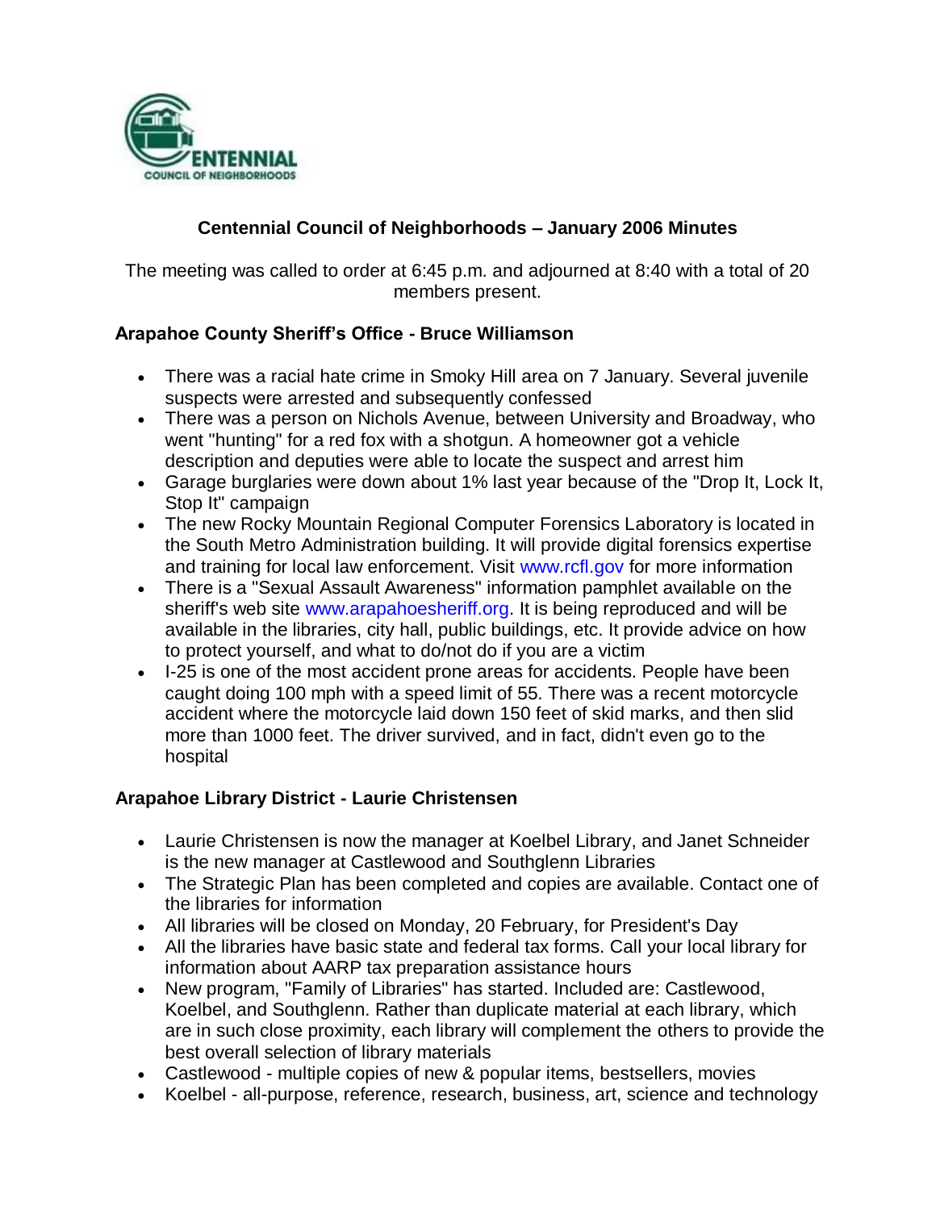# Centennial Council of Neighborhoods – January 2006 Minutes

The meeting was called to order at 6:45 p.m. and adjourned at 8:40 with a total of 20 members present.

### Arapahoe County Sheriff's Office - Bruce Williamson

- There was a racial hate crime in Smoky Hill area on 7 January. Several juvenile suspects were arrested and subsequently confessed
- There was a person on Nichols Avenue, between University and Broadway, who went "hunting" for a red fox with a shotgun. A homeowner got a vehicle description and deputies were able to locate the suspect and arrest him
- Garage burglaries were down about 1% last year because of the "Drop It, Lock It, Stop It" campaign
- The new Rocky Mountain Regional Computer Forensics Laboratory is located in the South Metro Administration building. It will provide digital forensics expertise and training for local law enforcement. Visit www.rcfl.gov for more information
- There is a "Sexual Assault Awareness" information pamphlet available on the sheriff's web site www.arapahoesheriff.org. It is being reproduced and will be available in the libraries, city hall, public buildings, etc. It provide advice on how to protect yourself, and what to do/not do if you are a victim
- I-25 is one of the most accident prone areas for accidents. People have been caught doing 100 mph with a speed limit of 55. There was a recent motorcycle accident where the motorcycle laid down 150 feet of skid marks, and then slid more than 1000 feet. The driver survived, and in fact, didn't even go to the hospital

### Arapahoe Library District - Laurie Christensen

- Laurie Christensen is now the manager at Koelbel Library, and Janet Schneider is the new manager at Castlewood and Southglenn Libraries
- The Strategic Plan has been completed and copies are available. Contact one of the libraries for information
- All libraries will be closed on Monday, 20 February, for President's Day
- All the libraries have basic state and federal tax forms. Call your local library for information about AARP tax preparation assistance hours
- New program, "Family of Libraries" has started. Included are: Castlewood, Koelbel, and Southglenn. Rather than duplicate material at each library, which are in such close proximity, each library will complement the others to provide the best overall selection of library materials
- Castlewood - multiple copies of new & popular items, bestsellers, movies
- Koelbel - all-purpose, reference, research, business, art, science and technology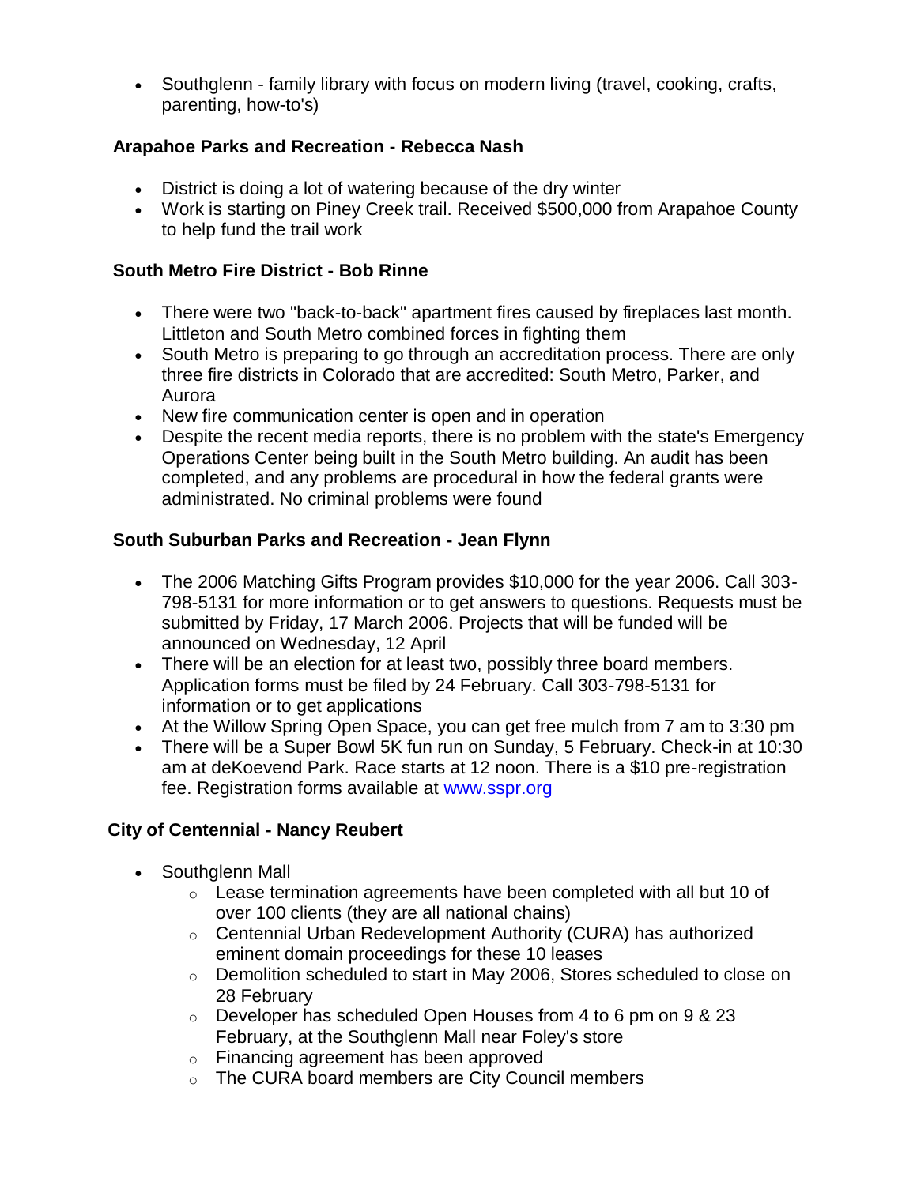- Southglenn - family library with focus on modern living (travel, cooking, crafts, parenting, how-to's)

**Arapahoe Parks and Recreation - Rebecca Nash**

- District is doing a lot of watering because of the dry winter
- Work is starting on Piney Creek trail. Received $500,000 from Arapahoe County to help fund the trail work

**South Metro Fire District - Bob Rinne**

- There were two "back-to-back" apartment fires caused by fireplaces last month. Littleton and South Metro combined forces in fighting them
- South Metro is preparing to go through an accreditation process. There are only three fire districts in Colorado that are accredited: South Metro, Parker, and Aurora
- New fire communication center is open and in operation
- Despite the recent media reports, there is no problem with the state's Emergency Operations Center being built in the South Metro building. An audit has been completed, and any problems are procedural in how the federal grants were administrated. No criminal problems were found

**South Suburban Parks and Recreation - Jean Flynn**

- The 2006 Matching Gifts Program provides $10,000 for the year 2006. Call 303-798-5131 for more information or to get answers to questions. Requests must be submitted by Friday, 17 March 2006. Projects that will be funded will be announced on Wednesday, 12 April
- There will be an election for at least two, possibly three board members. Application forms must be filed by 24 February. Call 303-798-5131 for information or to get applications
- At the Willow Spring Open Space, you can get free mulch from 7 am to 3:30 pm
- There will be a Super Bowl 5K fun run on Sunday, 5 February. Check-in at 10:30 am at deKoevend Park. Race starts at 12 noon. There is a $10 pre-registration fee. Registration forms available at www.sspr.org

**City of Centennial - Nancy Reubert**

- Southglenn Mall
  - Lease termination agreements have been completed with all but 10 of over 100 clients (they are all national chains)
  - Centennial Urban Redevelopment Authority (CURA) has authorized eminent domain proceedings for these 10 leases
  - Demolition scheduled to start in May 2006, Stores scheduled to close on 28 February
  - Developer has scheduled Open Houses from 4 to 6 pm on 9 & 23 February, at the Southglenn Mall near Foley's store
  - Financing agreement has been approved
  - The CURA board members are City Council members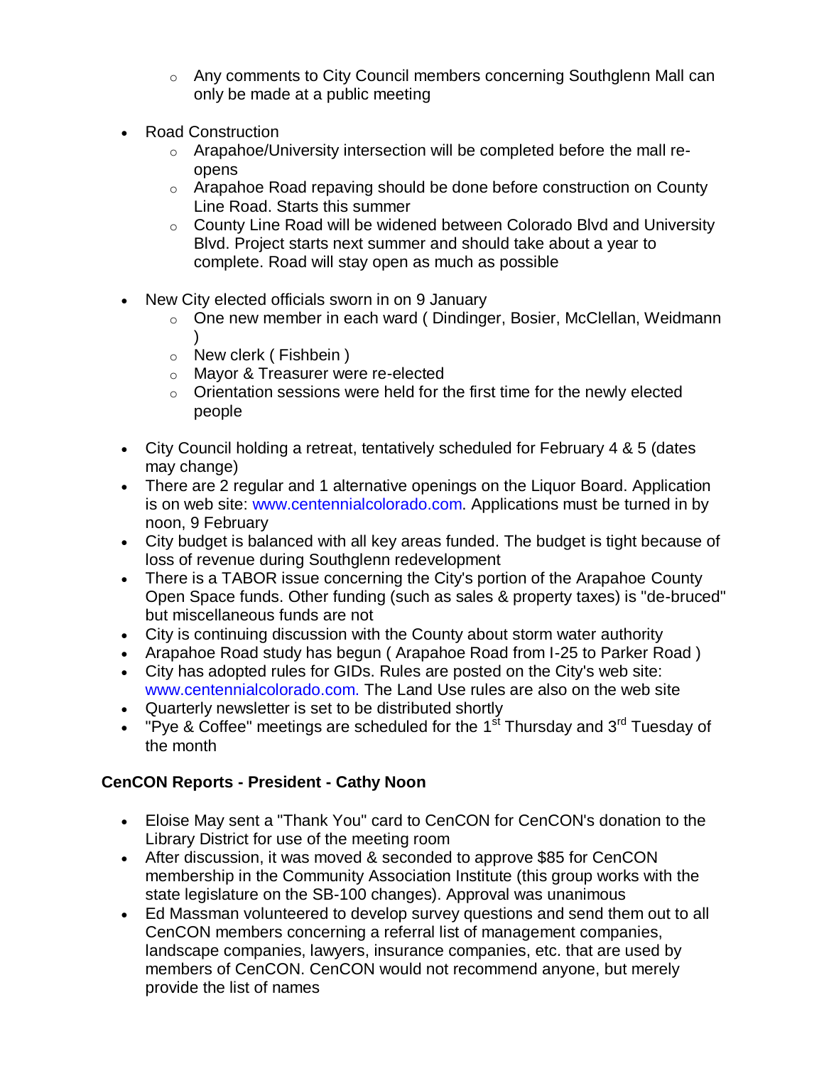- Any comments to City Council members concerning Southglenn Mall can only be made at a public meeting

- Road Construction
  - Arapahoe/University intersection will be completed before the mall re-opens
  - Arapahoe Road repaving should be done before construction on County Line Road. Starts this summer
  - County Line Road will be widened between Colorado Blvd and University Blvd. Project starts next summer and should take about a year to complete. Road will stay open as much as possible

- New City elected officials sworn in on 9 January
  - One new member in each ward ( Dindinger, Bosier, McClellan, Weidmann )
  - New clerk ( Fishbein )
  - Mayor & Treasurer were re-elected
  - Orientation sessions were held for the first time for the newly elected people

- City Council holding a retreat, tentatively scheduled for February 4 & 5 (dates may change)
- There are 2 regular and 1 alternative openings on the Liquor Board. Application is on web site: www.centennialcolorado.com. Applications must be turned in by noon, 9 February
- City budget is balanced with all key areas funded. The budget is tight because of loss of revenue during Southglenn redevelopment
- There is a TABOR issue concerning the City's portion of the Arapahoe County Open Space funds. Other funding (such as sales & property taxes) is "de-bruced" but miscellaneous funds are not
- City is continuing discussion with the County about storm water authority
- Arapahoe Road study has begun ( Arapahoe Road from I-25 to Parker Road )
- City has adopted rules for GIDs. Rules are posted on the City's web site: www.centennialcolorado.com. The Land Use rules are also on the web site
- Quarterly newsletter is set to be distributed shortly
- "Pye & Coffee" meetings are scheduled for the 1st Thursday and 3rd Tuesday of the month

**CenCON Reports - President - Cathy Noon**

- Eloise May sent a "Thank You" card to CenCON for CenCON's donation to the Library District for use of the meeting room
- After discussion, it was moved & seconded to approve $85 for CenCON membership in the Community Association Institute (this group works with the state legislature on the SB-100 changes). Approval was unanimous
- Ed Massman volunteered to develop survey questions and send them out to all CenCON members concerning a referral list of management companies, landscape companies, lawyers, insurance companies, etc. that are used by members of CenCON. CenCON would not recommend anyone, but merely provide the list of names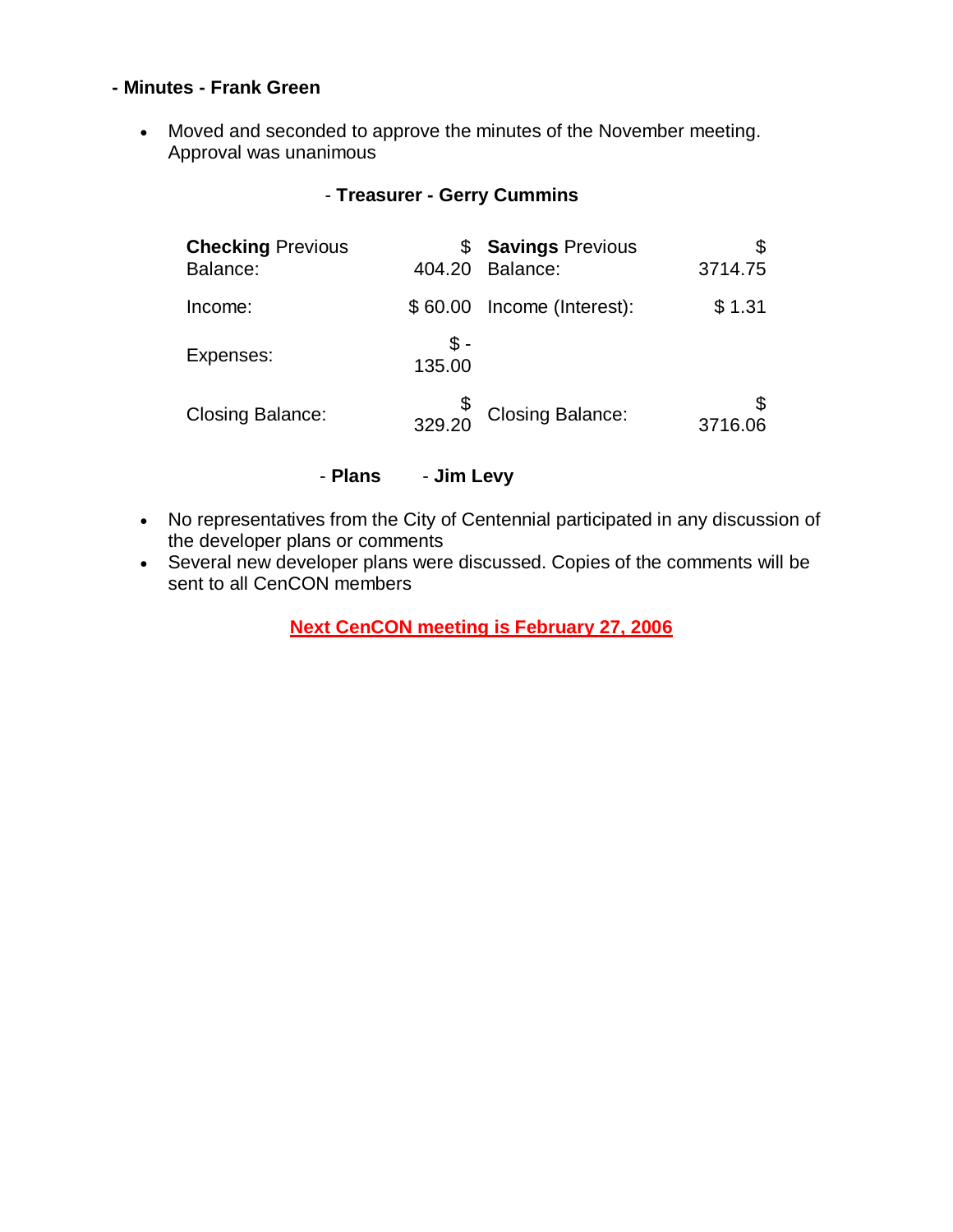**- Minutes - Frank Green**

- Moved and seconded to approve the minutes of the November meeting. Approval was unanimous

- **Treasurer - Gerry Cummins**

| | | | |
|---|---|---|---|
| **Checking** Previous Balance: | $ 404.20 | **Savings** Previous Balance: | $ 3714.75 |
| Income: | $ 60.00 | Income (Interest): | $ 1.31 |
| Expenses: | $ - 135.00 | | |
| Closing Balance: | $ 329.20 | Closing Balance: | $ 3716.06 |

- **Plans** - **Jim Levy**

- No representatives from the City of Centennial participated in any discussion of the developer plans or comments
- Several new developer plans were discussed. Copies of the comments will be sent to all CenCON members

**Next CenCON meeting is February 27, 2006**